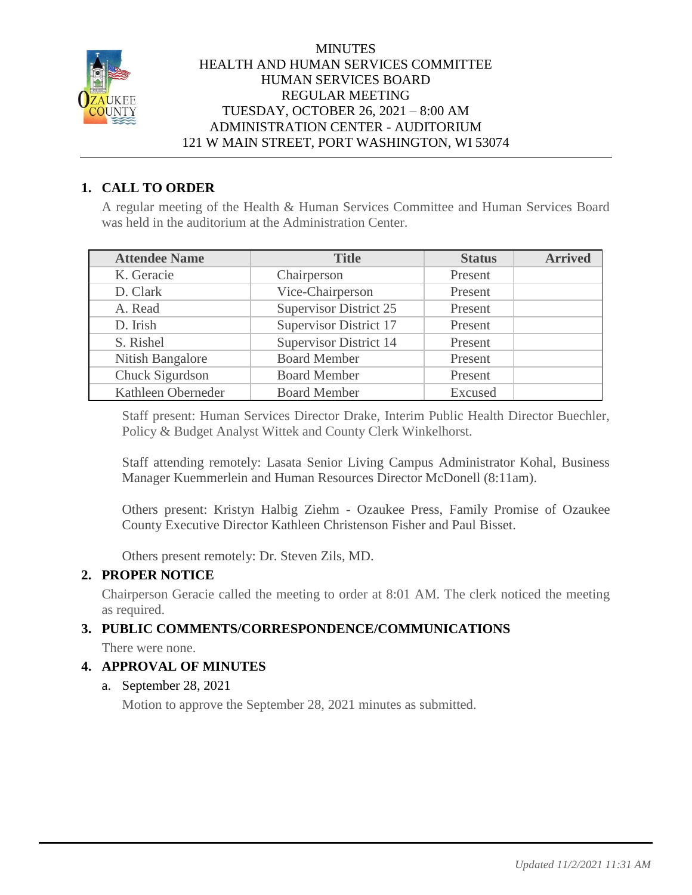# MINUTES
## HEALTH AND HUMAN SERVICES COMMITTEE
## HUMAN SERVICES BOARD
## REGULAR MEETING
## TUESDAY, OCTOBER 26, 2021 – 8:00 AM
## ADMINISTRATION CENTER - AUDITORIUM
## 121 W MAIN STREET, PORT WASHINGTON, WI 53074

### 1. CALL TO ORDER

A regular meeting of the Health & Human Services Committee and Human Services Board was held in the auditorium at the Administration Center.

| Attendee Name | Title | Status | Arrived |
|---|---|---|---|
| K. Geracie | Chairperson | Present | |
| D. Clark | Vice-Chairperson | Present | |
| A. Read | Supervisor District 25 | Present | |
| D. Irish | Supervisor District 17 | Present | |
| S. Rishel | Supervisor District 14 | Present | |
| Nitish Bangalore | Board Member | Present | |
| Chuck Sigurdson | Board Member | Present | |
| Kathleen Oberneder | Board Member | Excused | |

Staff present: Human Services Director Drake, Interim Public Health Director Buechler, Policy & Budget Analyst Wittek and County Clerk Winkelhorst.

Staff attending remotely: Lasata Senior Living Campus Administrator Kohal, Business Manager Kuemmerlein and Human Resources Director McDonell (8:11am).

Others present: Kristyn Halbig Ziehm - Ozaukee Press, Family Promise of Ozaukee County Executive Director Kathleen Christenson Fisher and Paul Bisset.

Others present remotely: Dr. Steven Zils, MD.

### 2. PROPER NOTICE

Chairperson Geracie called the meeting to order at 8:01 AM. The clerk noticed the meeting as required.

### 3. PUBLIC COMMENTS/CORRESPONDENCE/COMMUNICATIONS

There were none.

### 4. APPROVAL OF MINUTES

a. September 28, 2021

Motion to approve the September 28, 2021 minutes as submitted.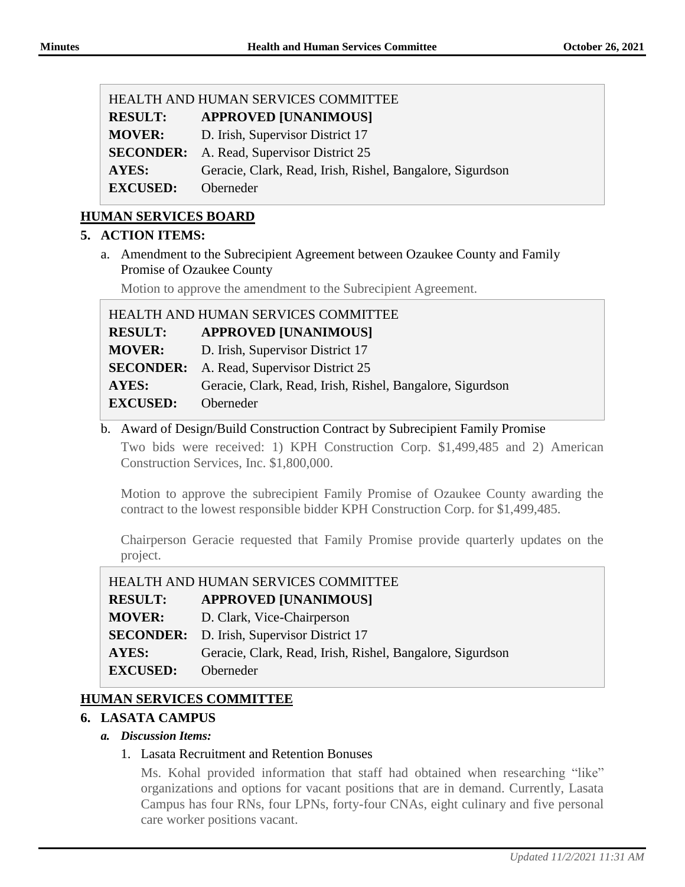| HEALTH AND HUMAN SERVICES COMMITTEE | |
|---|---|
| **RESULT:** | **APPROVED [UNANIMOUS]** |
| **MOVER:** | D. Irish, Supervisor District 17 |
| **SECONDER:** | A. Read, Supervisor District 25 |
| **AYES:** | Geracie, Clark, Read, Irish, Rishel, Bangalore, Sigurdson |
| **EXCUSED:** | Oberneder |

## HUMAN SERVICES BOARD

### 5. ACTION ITEMS:

a. Amendment to the Subrecipient Agreement between Ozaukee County and Family Promise of Ozaukee County

Motion to approve the amendment to the Subrecipient Agreement.

| HEALTH AND HUMAN SERVICES COMMITTEE | |
|---|---|
| **RESULT:** | **APPROVED [UNANIMOUS]** |
| **MOVER:** | D. Irish, Supervisor District 17 |
| **SECONDER:** | A. Read, Supervisor District 25 |
| **AYES:** | Geracie, Clark, Read, Irish, Rishel, Bangalore, Sigurdson |
| **EXCUSED:** | Oberneder |

b. Award of Design/Build Construction Contract by Subrecipient Family Promise

Two bids were received: 1) KPH Construction Corp. $1,499,485 and 2) American Construction Services, Inc. $1,800,000.

Motion to approve the subrecipient Family Promise of Ozaukee County awarding the contract to the lowest responsible bidder KPH Construction Corp. for $1,499,485.

Chairperson Geracie requested that Family Promise provide quarterly updates on the project.

| HEALTH AND HUMAN SERVICES COMMITTEE | |
|---|---|
| **RESULT:** | **APPROVED [UNANIMOUS]** |
| **MOVER:** | D. Clark, Vice-Chairperson |
| **SECONDER:** | D. Irish, Supervisor District 17 |
| **AYES:** | Geracie, Clark, Read, Irish, Rishel, Bangalore, Sigurdson |
| **EXCUSED:** | Oberneder |

## HUMAN SERVICES COMMITTEE

### 6. LASATA CAMPUS

***a. Discussion Items:***

1. Lasata Recruitment and Retention Bonuses

   Ms. Kohal provided information that staff had obtained when researching "like" organizations and options for vacant positions that are in demand. Currently, Lasata Campus has four RNs, four LPNs, forty-four CNAs, eight culinary and five personal care worker positions vacant.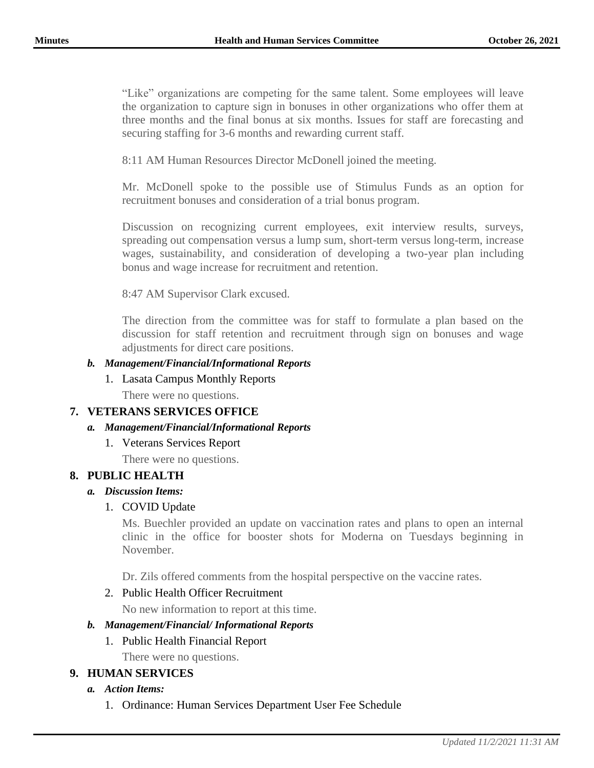"Like" organizations are competing for the same talent. Some employees will leave the organization to capture sign in bonuses in other organizations who offer them at three months and the final bonus at six months. Issues for staff are forecasting and securing staffing for 3-6 months and rewarding current staff.

8:11 AM Human Resources Director McDonell joined the meeting.

Mr. McDonell spoke to the possible use of Stimulus Funds as an option for recruitment bonuses and consideration of a trial bonus program.

Discussion on recognizing current employees, exit interview results, surveys, spreading out compensation versus a lump sum, short-term versus long-term, increase wages, sustainability, and consideration of developing a two-year plan including bonus and wage increase for recruitment and retention.

8:47 AM Supervisor Clark excused.

The direction from the committee was for staff to formulate a plan based on the discussion for staff retention and recruitment through sign on bonuses and wage adjustments for direct care positions.

***b. Management/Financial/Informational Reports***

1. Lasata Campus Monthly Reports

   There were no questions.

## 7. VETERANS SERVICES OFFICE

***a. Management/Financial/Informational Reports***

1. Veterans Services Report

   There were no questions.

## 8. PUBLIC HEALTH

***a. Discussion Items:***

1. COVID Update

   Ms. Buechler provided an update on vaccination rates and plans to open an internal clinic in the office for booster shots for Moderna on Tuesdays beginning in November.

   Dr. Zils offered comments from the hospital perspective on the vaccine rates.

2. Public Health Officer Recruitment

   No new information to report at this time.

***b. Management/Financial/ Informational Reports***

1. Public Health Financial Report

   There were no questions.

## 9. HUMAN SERVICES

***a. Action Items:***

1. Ordinance: Human Services Department User Fee Schedule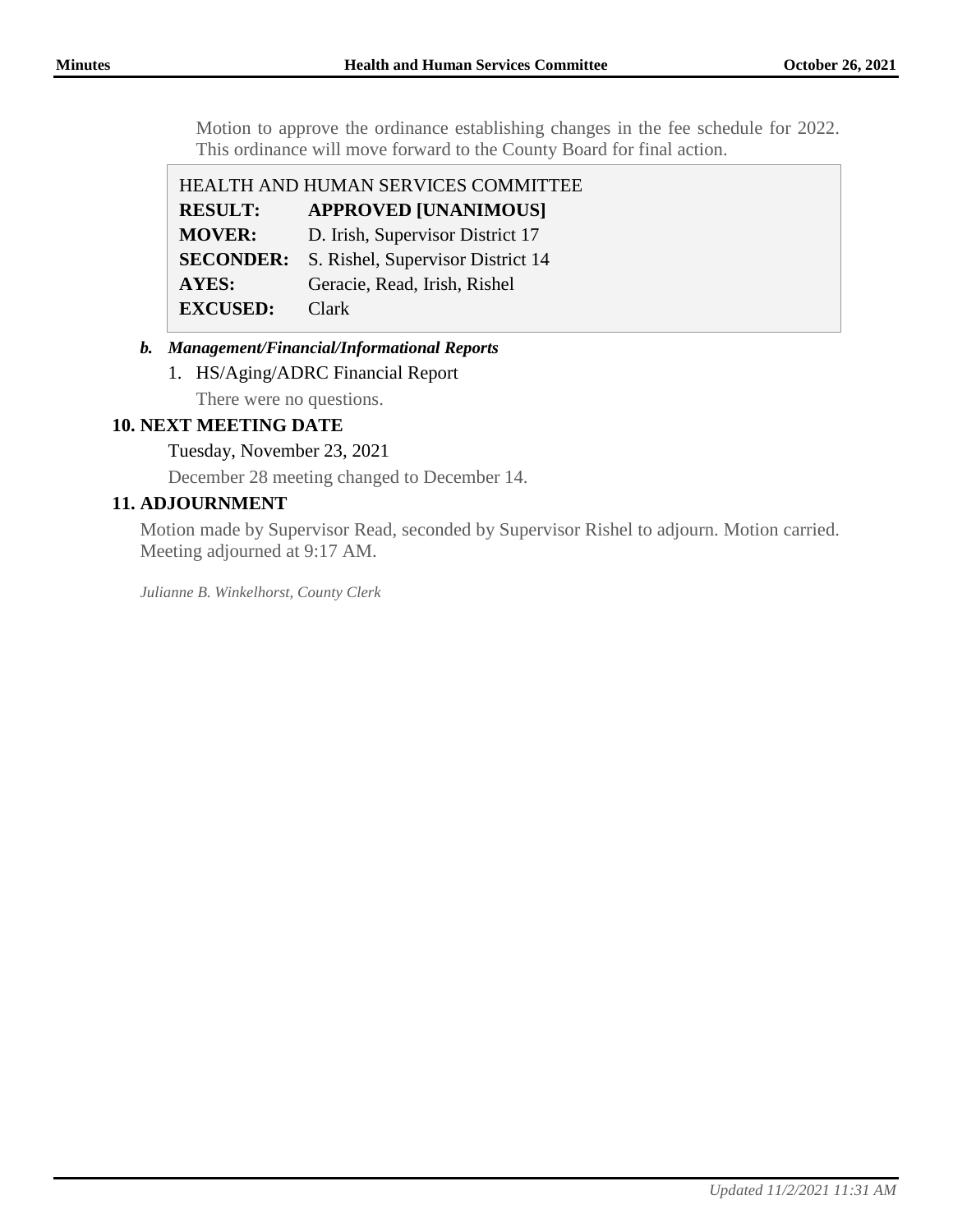Motion to approve the ordinance establishing changes in the fee schedule for 2022. This ordinance will move forward to the County Board for final action.

| HEALTH AND HUMAN SERVICES COMMITTEE | |
|---|---|
| **RESULT:** | **APPROVED [UNANIMOUS]** |
| **MOVER:** | D. Irish, Supervisor District 17 |
| **SECONDER:** | S. Rishel, Supervisor District 14 |
| **AYES:** | Geracie, Read, Irish, Rishel |
| **EXCUSED:** | Clark |

***b. Management/Financial/Informational Reports***

1. HS/Aging/ADRC Financial Report

   There were no questions.

## 10. NEXT MEETING DATE

Tuesday, November 23, 2021

December 28 meeting changed to December 14.

## 11. ADJOURNMENT

Motion made by Supervisor Read, seconded by Supervisor Rishel to adjourn. Motion carried. Meeting adjourned at 9:17 AM.

*Julianne B. Winkelhorst, County Clerk*